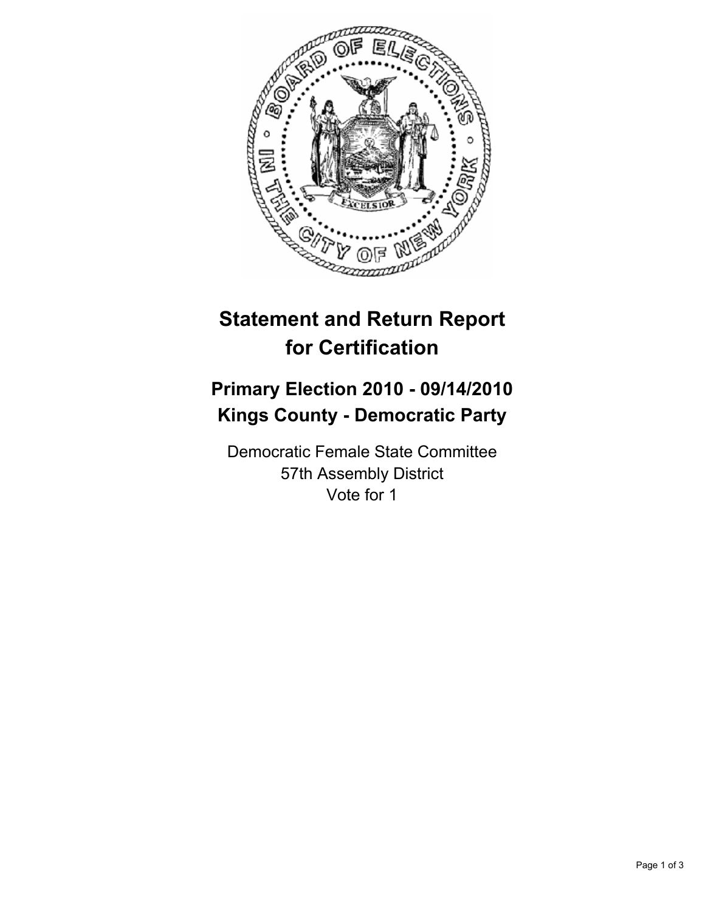# Statement and Return Report for Certification

## Primary Election 2010 - 09/14/2010
## Kings County - Democratic Party

Democratic Female State Committee
57th Assembly District
Vote for 1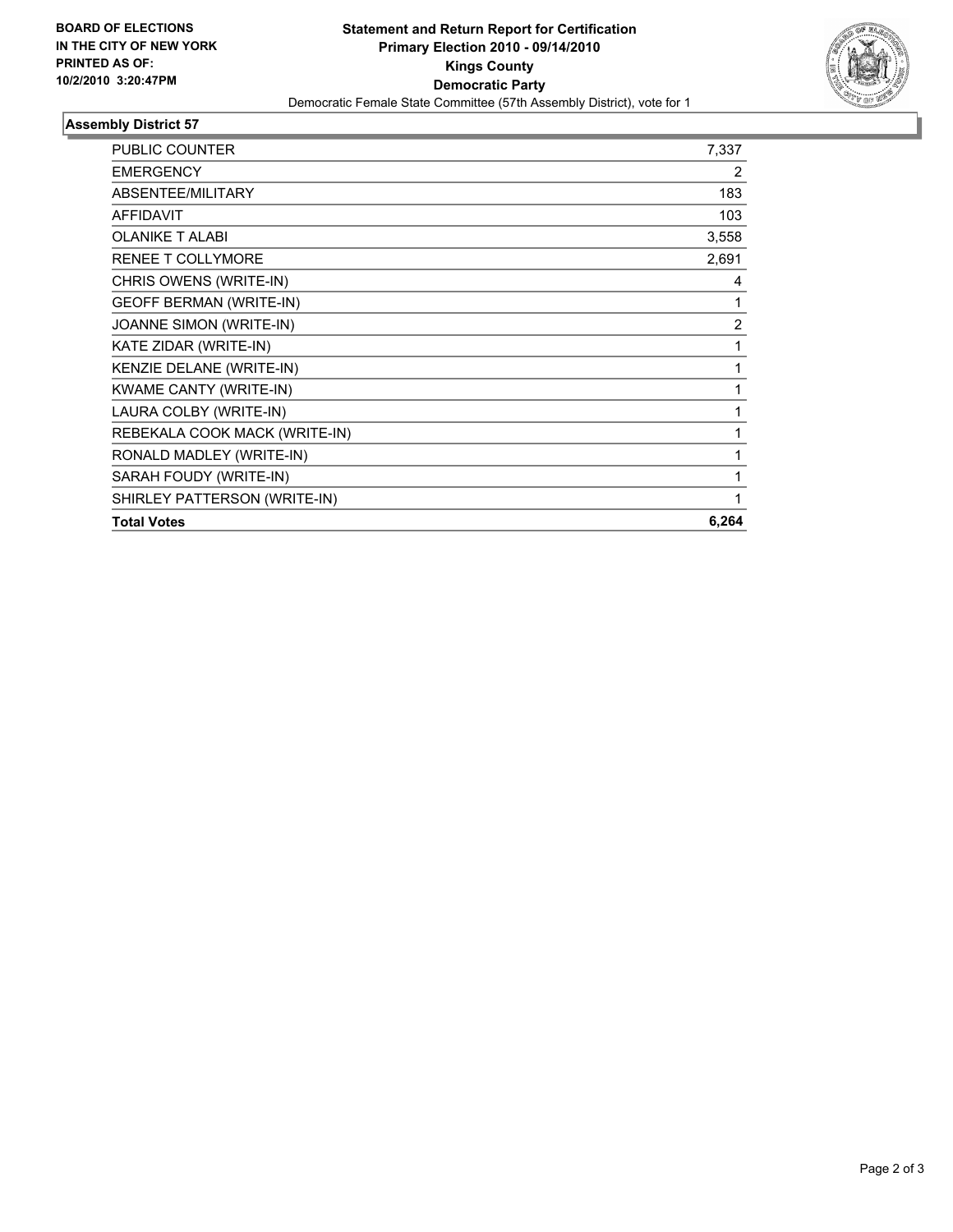**BOARD OF ELECTIONS IN THE CITY OF NEW YORK PRINTED AS OF: 10/2/2010 3:20:47PM**

# Statement and Return Report for Certification
## Primary Election 2010 - 09/14/2010
## Kings County
## Democratic Party

Democratic Female State Committee (57th Assembly District), vote for 1

### Assembly District 57

| | |
|---|---|
| PUBLIC COUNTER | 7,337 |
| EMERGENCY | 2 |
| ABSENTEE/MILITARY | 183 |
| AFFIDAVIT | 103 |
| OLANIKE T ALABI | 3,558 |
| RENEE T COLLYMORE | 2,691 |
| CHRIS OWENS (WRITE-IN) | 4 |
| GEOFF BERMAN (WRITE-IN) | 1 |
| JOANNE SIMON (WRITE-IN) | 2 |
| KATE ZIDAR (WRITE-IN) | 1 |
| KENZIE DELANE (WRITE-IN) | 1 |
| KWAME CANTY (WRITE-IN) | 1 |
| LAURA COLBY (WRITE-IN) | 1 |
| REBEKALA COOK MACK (WRITE-IN) | 1 |
| RONALD MADLEY (WRITE-IN) | 1 |
| SARAH FOUDY (WRITE-IN) | 1 |
| SHIRLEY PATTERSON (WRITE-IN) | 1 |
| **Total Votes** | **6,264** |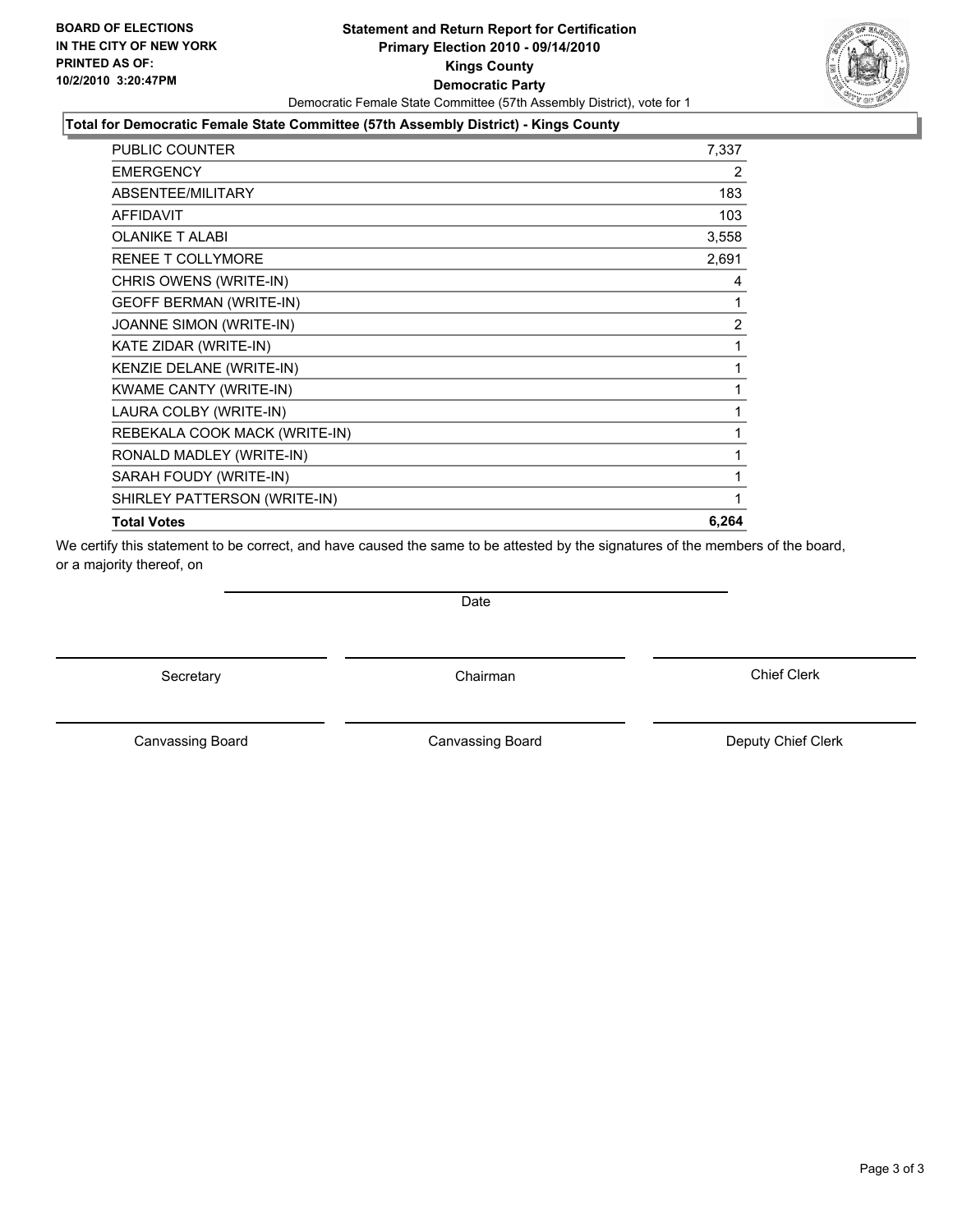**BOARD OF ELECTIONS IN THE CITY OF NEW YORK PRINTED AS OF: 10/2/2010 3:20:47PM**

**Statement and Return Report for Certification**
**Primary Election 2010 - 09/14/2010**
**Kings County**
**Democratic Party**
Democratic Female State Committee (57th Assembly District), vote for 1

**Total for Democratic Female State Committee (57th Assembly District) - Kings County**

| | |
|---|---|
| PUBLIC COUNTER | 7,337 |
| EMERGENCY | 2 |
| ABSENTEE/MILITARY | 183 |
| AFFIDAVIT | 103 |
| OLANIKE T ALABI | 3,558 |
| RENEE T COLLYMORE | 2,691 |
| CHRIS OWENS (WRITE-IN) | 4 |
| GEOFF BERMAN (WRITE-IN) | 1 |
| JOANNE SIMON (WRITE-IN) | 2 |
| KATE ZIDAR (WRITE-IN) | 1 |
| KENZIE DELANE (WRITE-IN) | 1 |
| KWAME CANTY (WRITE-IN) | 1 |
| LAURA COLBY (WRITE-IN) | 1 |
| REBEKALA COOK MACK (WRITE-IN) | 1 |
| RONALD MADLEY (WRITE-IN) | 1 |
| SARAH FOUDY (WRITE-IN) | 1 |
| SHIRLEY PATTERSON (WRITE-IN) | 1 |
| **Total Votes** | **6,264** |

We certify this statement to be correct, and have caused the same to be attested by the signatures of the members of the board, or a majority thereof, on

Date

Secretary | Chairman | Chief Clerk

Canvassing Board | Canvassing Board | Deputy Chief Clerk